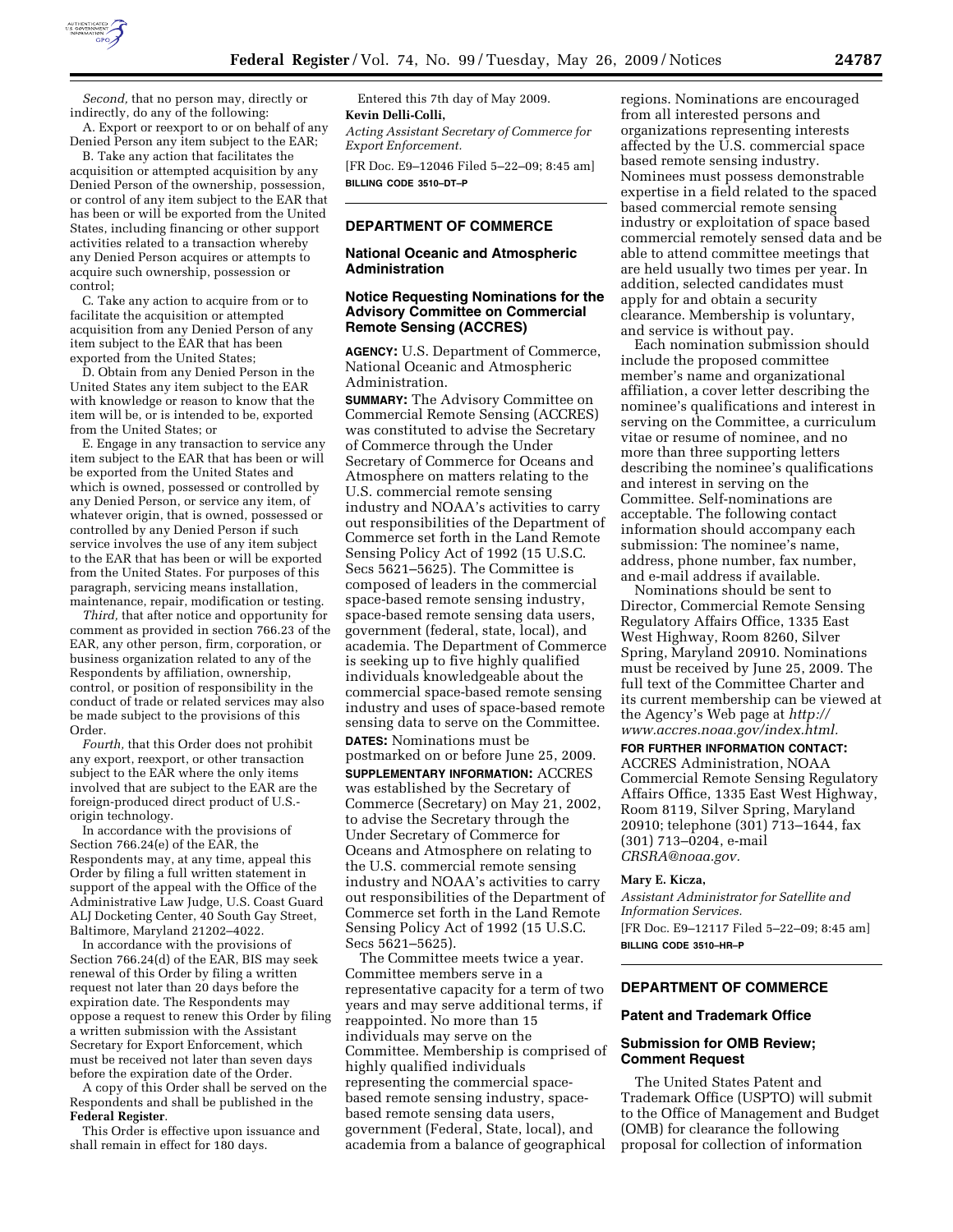*Second,* that no person may, directly or indirectly, do any of the following:

A. Export or reexport to or on behalf of any Denied Person any item subject to the EAR;

B. Take any action that facilitates the acquisition or attempted acquisition by any Denied Person of the ownership, possession, or control of any item subject to the EAR that has been or will be exported from the United States, including financing or other support activities related to a transaction whereby any Denied Person acquires or attempts to acquire such ownership, possession or control;

C. Take any action to acquire from or to facilitate the acquisition or attempted acquisition from any Denied Person of any item subject to the EAR that has been exported from the United States;

D. Obtain from any Denied Person in the United States any item subject to the EAR with knowledge or reason to know that the item will be, or is intended to be, exported from the United States; or

E. Engage in any transaction to service any item subject to the EAR that has been or will be exported from the United States and which is owned, possessed or controlled by any Denied Person, or service any item, of whatever origin, that is owned, possessed or controlled by any Denied Person if such service involves the use of any item subject to the EAR that has been or will be exported from the United States. For purposes of this paragraph, servicing means installation, maintenance, repair, modification or testing.

*Third,* that after notice and opportunity for comment as provided in section 766.23 of the EAR, any other person, firm, corporation, or business organization related to any of the Respondents by affiliation, ownership, control, or position of responsibility in the conduct of trade or related services may also be made subject to the provisions of this Order.

*Fourth,* that this Order does not prohibit any export, reexport, or other transaction subject to the EAR where the only items involved that are subject to the EAR are the foreign-produced direct product of U.S.-origin technology.

In accordance with the provisions of Section 766.24(e) of the EAR, the Respondents may, at any time, appeal this Order by filing a full written statement in support of the appeal with the Office of the Administrative Law Judge, U.S. Coast Guard ALJ Docketing Center, 40 South Gay Street, Baltimore, Maryland 21202–4022.

In accordance with the provisions of Section 766.24(d) of the EAR, BIS may seek renewal of this Order by filing a written request not later than 20 days before the expiration date. The Respondents may oppose a request to renew this Order by filing a written submission with the Assistant Secretary for Export Enforcement, which must be received not later than seven days before the expiration date of the Order.

A copy of this Order shall be served on the Respondents and shall be published in the **Federal Register**.

This Order is effective upon issuance and shall remain in effect for 180 days.

Entered this 7th day of May 2009.

**Kevin Delli-Colli,**

*Acting Assistant Secretary of Commerce for Export Enforcement.*

[FR Doc. E9–12046 Filed 5–22–09; 8:45 am]

**BILLING CODE 3510–DT–P**

## DEPARTMENT OF COMMERCE

### National Oceanic and Atmospheric Administration

### Notice Requesting Nominations for the Advisory Committee on Commercial Remote Sensing (ACCRES)

**AGENCY:** U.S. Department of Commerce, National Oceanic and Atmospheric Administration.

**SUMMARY:** The Advisory Committee on Commercial Remote Sensing (ACCRES) was constituted to advise the Secretary of Commerce through the Under Secretary of Commerce for Oceans and Atmosphere on matters relating to the U.S. commercial remote sensing industry and NOAA's activities to carry out responsibilities of the Department of Commerce set forth in the Land Remote Sensing Policy Act of 1992 (15 U.S.C. Secs 5621–5625). The Committee is composed of leaders in the commercial space-based remote sensing industry, space-based remote sensing data users, government (federal, state, local), and academia. The Department of Commerce is seeking up to five highly qualified individuals knowledgeable about the commercial space-based remote sensing industry and uses of space-based remote sensing data to serve on the Committee.

**DATES:** Nominations must be postmarked on or before June 25, 2009.

**SUPPLEMENTARY INFORMATION:** ACCRES was established by the Secretary of Commerce (Secretary) on May 21, 2002, to advise the Secretary through the Under Secretary of Commerce for Oceans and Atmosphere on relating to the U.S. commercial remote sensing industry and NOAA's activities to carry out responsibilities of the Department of Commerce set forth in the Land Remote Sensing Policy Act of 1992 (15 U.S.C. Secs 5621–5625).

The Committee meets twice a year. Committee members serve in a representative capacity for a term of two years and may serve additional terms, if reappointed. No more than 15 individuals may serve on the Committee. Membership is comprised of highly qualified individuals representing the commercial space-based remote sensing industry, space-based remote sensing data users, government (Federal, State, local), and academia from a balance of geographical regions. Nominations are encouraged from all interested persons and organizations representing interests affected by the U.S. commercial space based remote sensing industry. Nominees must possess demonstrable expertise in a field related to the spaced based commercial remote sensing industry or exploitation of space based commercial remotely sensed data and be able to attend committee meetings that are held usually two times per year. In addition, selected candidates must apply for and obtain a security clearance. Membership is voluntary, and service is without pay.

Each nomination submission should include the proposed committee member's name and organizational affiliation, a cover letter describing the nominee's qualifications and interest in serving on the Committee, a curriculum vitae or resume of nominee, and no more than three supporting letters describing the nominee's qualifications and interest in serving on the Committee. Self-nominations are acceptable. The following contact information should accompany each submission: The nominee's name, address, phone number, fax number, and e-mail address if available.

Nominations should be sent to Director, Commercial Remote Sensing Regulatory Affairs Office, 1335 East West Highway, Room 8260, Silver Spring, Maryland 20910. Nominations must be received by June 25, 2009. The full text of the Committee Charter and its current membership can be viewed at the Agency's Web page at *http://www.accres.noaa.gov/index.html.*

**FOR FURTHER INFORMATION CONTACT:** ACCRES Administration, NOAA Commercial Remote Sensing Regulatory Affairs Office, 1335 East West Highway, Room 8119, Silver Spring, Maryland 20910; telephone (301) 713–1644, fax (301) 713–0204, e-mail *CRSRA@noaa.gov.*

**Mary E. Kicza,**

*Assistant Administrator for Satellite and Information Services.*

[FR Doc. E9–12117 Filed 5–22–09; 8:45 am]

**BILLING CODE 3510–HR–P**

## DEPARTMENT OF COMMERCE

### Patent and Trademark Office

### Submission for OMB Review; Comment Request

The United States Patent and Trademark Office (USPTO) will submit to the Office of Management and Budget (OMB) for clearance the following proposal for collection of information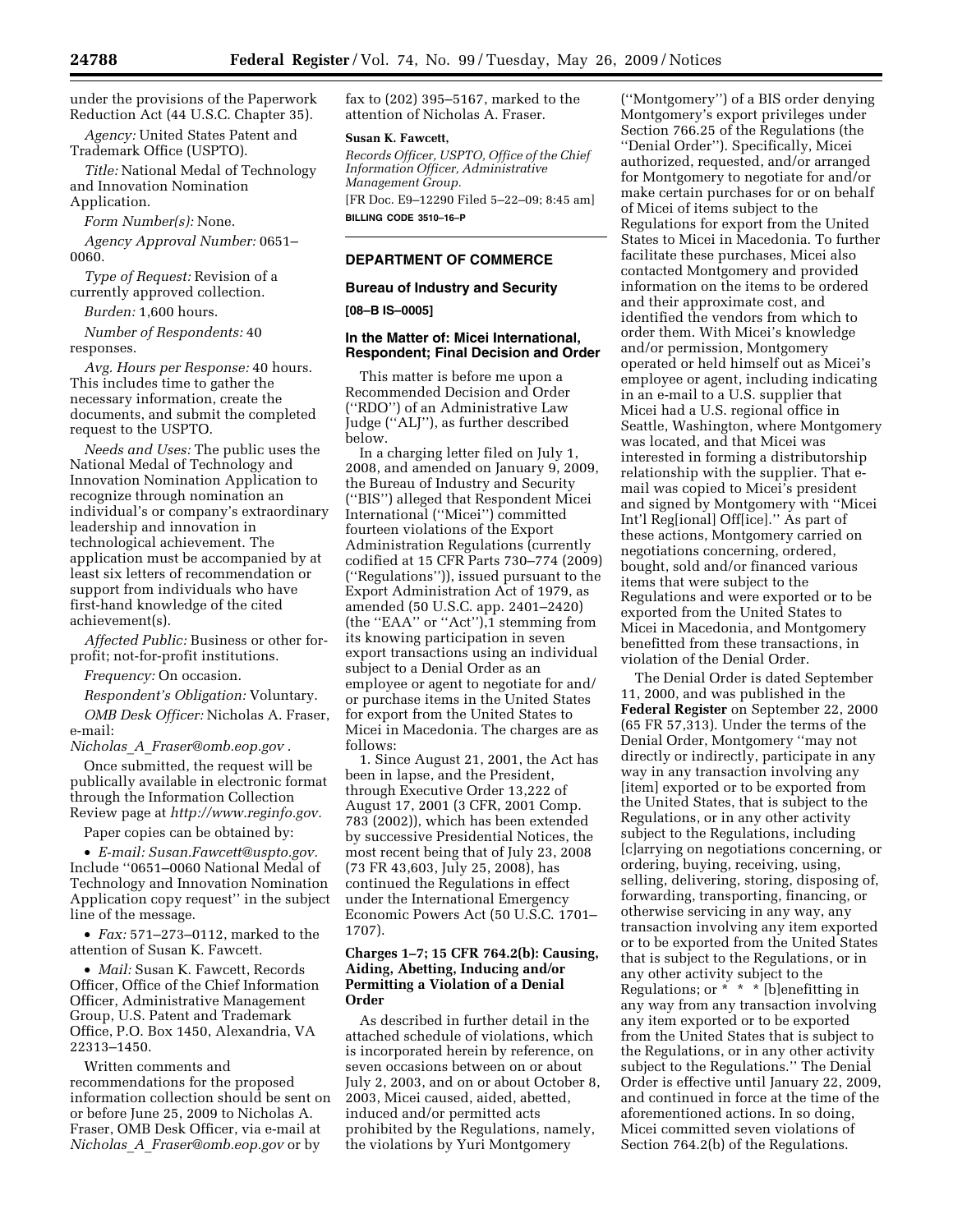under the provisions of the Paperwork Reduction Act (44 U.S.C. Chapter 35).

*Agency:* United States Patent and Trademark Office (USPTO).

*Title:* National Medal of Technology and Innovation Nomination Application.

*Form Number(s):* None.

*Agency Approval Number:* 0651–0060.

*Type of Request:* Revision of a currently approved collection.

*Burden:* 1,600 hours.

*Number of Respondents:* 40 responses.

*Avg. Hours per Response:* 40 hours. This includes time to gather the necessary information, create the documents, and submit the completed request to the USPTO.

*Needs and Uses:* The public uses the National Medal of Technology and Innovation Nomination Application to recognize through nomination an individual's or company's extraordinary leadership and innovation in technological achievement. The application must be accompanied by at least six letters of recommendation or support from individuals who have first-hand knowledge of the cited achievement(s).

*Affected Public:* Business or other for-profit; not-for-profit institutions.

*Frequency:* On occasion.

*Respondent's Obligation:* Voluntary.

*OMB Desk Officer:* Nicholas A. Fraser, e-mail: *Nicholas_A_Fraser@omb.eop.gov* .

Once submitted, the request will be publically available in electronic format through the Information Collection Review page at *http://www.reginfo.gov.*

Paper copies can be obtained by:

- *E-mail: Susan.Fawcett@uspto.gov.* Include ''0651–0060 National Medal of Technology and Innovation Nomination Application copy request'' in the subject line of the message.
- *Fax:* 571–273–0112, marked to the attention of Susan K. Fawcett.
- *Mail:* Susan K. Fawcett, Records Officer, Office of the Chief Information Officer, Administrative Management Group, U.S. Patent and Trademark Office, P.O. Box 1450, Alexandria, VA 22313–1450.

Written comments and recommendations for the proposed information collection should be sent on or before June 25, 2009 to Nicholas A. Fraser, OMB Desk Officer, via e-mail at *Nicholas_A_Fraser@omb.eop.gov* or by fax to (202) 395–5167, marked to the attention of Nicholas A. Fraser.

**Susan K. Fawcett,**

*Records Officer, USPTO, Office of the Chief Information Officer, Administrative Management Group.*

[FR Doc. E9–12290 Filed 5–22–09; 8:45 am]

**BILLING CODE 3510–16–P**

## DEPARTMENT OF COMMERCE

### Bureau of Industry and Security

**[08–B IS–0005]**

### In the Matter of: Micei International, Respondent; Final Decision and Order

This matter is before me upon a Recommended Decision and Order (''RDO'') of an Administrative Law Judge (''ALJ''), as further described below.

In a charging letter filed on July 1, 2008, and amended on January 9, 2009, the Bureau of Industry and Security (''BIS'') alleged that Respondent Micei International (''Micei'') committed fourteen violations of the Export Administration Regulations (currently codified at 15 CFR Parts 730–774 (2009) (''Regulations'')), issued pursuant to the Export Administration Act of 1979, as amended (50 U.S.C. app. 2401–2420) (the ''EAA'' or ''Act''),1 stemming from its knowing participation in seven export transactions using an individual subject to a Denial Order as an employee or agent to negotiate for and/or purchase items in the United States for export from the United States to Micei in Macedonia. The charges are as follows:

1. Since August 21, 2001, the Act has been in lapse, and the President, through Executive Order 13,222 of August 17, 2001 (3 CFR, 2001 Comp. 783 (2002)), which has been extended by successive Presidential Notices, the most recent being that of July 23, 2008 (73 FR 43,603, July 25, 2008), has continued the Regulations in effect under the International Emergency Economic Powers Act (50 U.S.C. 1701–1707).

#### Charges 1–7; 15 CFR 764.2(b): Causing, Aiding, Abetting, Inducing and/or Permitting a Violation of a Denial Order

As described in further detail in the attached schedule of violations, which is incorporated herein by reference, on seven occasions between on or about July 2, 2003, and on or about October 8, 2003, Micei caused, aided, abetted, induced and/or permitted acts prohibited by the Regulations, namely, the violations by Yuri Montgomery (''Montgomery'') of a BIS order denying Montgomery's export privileges under Section 766.25 of the Regulations (the ''Denial Order''). Specifically, Micei authorized, requested, and/or arranged for Montgomery to negotiate for and/or make certain purchases for or on behalf of Micei of items subject to the Regulations for export from the United States to Micei in Macedonia. To further facilitate these purchases, Micei also contacted Montgomery and provided information on the items to be ordered and their approximate cost, and identified the vendors from which to order them. With Micei's knowledge and/or permission, Montgomery operated or held himself out as Micei's employee or agent, including indicating in an e-mail to a U.S. supplier that Micei had a U.S. regional office in Seattle, Washington, where Montgomery was located, and that Micei was interested in forming a distributorship relationship with the supplier. That e-mail was copied to Micei's president and signed by Montgomery with ''Micei Int'l Reg[ional] Off[ice].'' As part of these actions, Montgomery carried on negotiations concerning, ordered, bought, sold and/or financed various items that were subject to the Regulations and were exported or to be exported from the United States to Micei in Macedonia, and Montgomery benefitted from these transactions, in violation of the Denial Order.

The Denial Order is dated September 11, 2000, and was published in the **Federal Register** on September 22, 2000 (65 FR 57,313). Under the terms of the Denial Order, Montgomery ''may not directly or indirectly, participate in any way in any transaction involving any [item] exported or to be exported from the United States, that is subject to the Regulations, or in any other activity subject to the Regulations, including [c]arrying on negotiations concerning, or ordering, buying, receiving, using, selling, delivering, storing, disposing of, forwarding, transporting, financing, or otherwise servicing in any way, any transaction involving any item exported or to be exported from the United States that is subject to the Regulations, or in any other activity subject to the Regulations; or * * * [b]enefitting in any way from any transaction involving any item exported or to be exported from the United States that is subject to the Regulations, or in any other activity subject to the Regulations.'' The Denial Order is effective until January 22, 2009, and continued in force at the time of the aforementioned actions. In so doing, Micei committed seven violations of Section 764.2(b) of the Regulations.